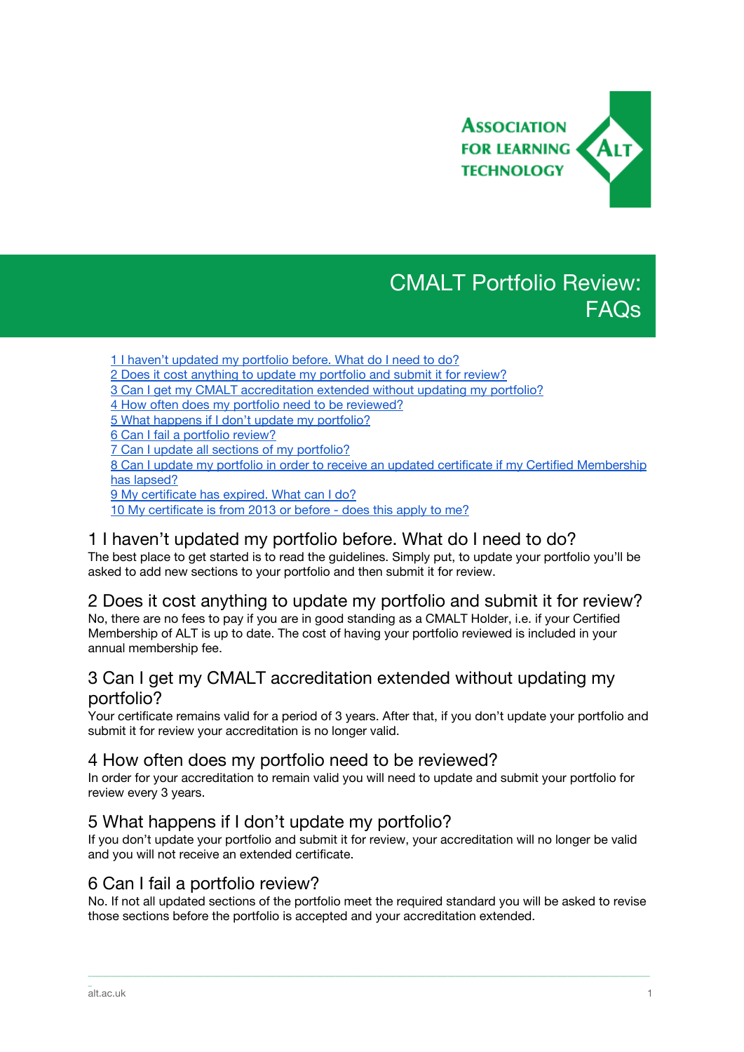ASSOCIATION FOR LEARNING TECHNOLOGY

# CMALT Portfolio Review: FAQs

[1 I haven't updated my portfolio before. What do I need to do?](#)
[2 Does it cost anything to update my portfolio and submit it for review?](#)
[3 Can I get my CMALT accreditation extended without updating my portfolio?](#)
[4 How often does my portfolio need to be reviewed?](#)
[5 What happens if I don't update my portfolio?](#)
[6 Can I fail a portfolio review?](#)
[7 Can I update all sections of my portfolio?](#)
[8 Can I update my portfolio in order to receive an updated certificate if my Certified Membership has lapsed?](#)
[9 My certificate has expired. What can I do?](#)
[10 My certificate is from 2013 or before - does this apply to me?](#)

## 1 I haven't updated my portfolio before. What do I need to do?

The best place to get started is to read the guidelines. Simply put, to update your portfolio you'll be asked to add new sections to your portfolio and then submit it for review.

## 2 Does it cost anything to update my portfolio and submit it for review?

No, there are no fees to pay if you are in good standing as a CMALT Holder, i.e. if your Certified Membership of ALT is up to date. The cost of having your portfolio reviewed is included in your annual membership fee.

## 3 Can I get my CMALT accreditation extended without updating my portfolio?

Your certificate remains valid for a period of 3 years. After that, if you don't update your portfolio and submit it for review your accreditation is no longer valid.

## 4 How often does my portfolio need to be reviewed?

In order for your accreditation to remain valid you will need to update and submit your portfolio for review every 3 years.

## 5 What happens if I don't update my portfolio?

If you don't update your portfolio and submit it for review, your accreditation will no longer be valid and you will not receive an extended certificate.

## 6 Can I fail a portfolio review?

No. If not all updated sections of the portfolio meet the required standard you will be asked to revise those sections before the portfolio is accepted and your accreditation extended.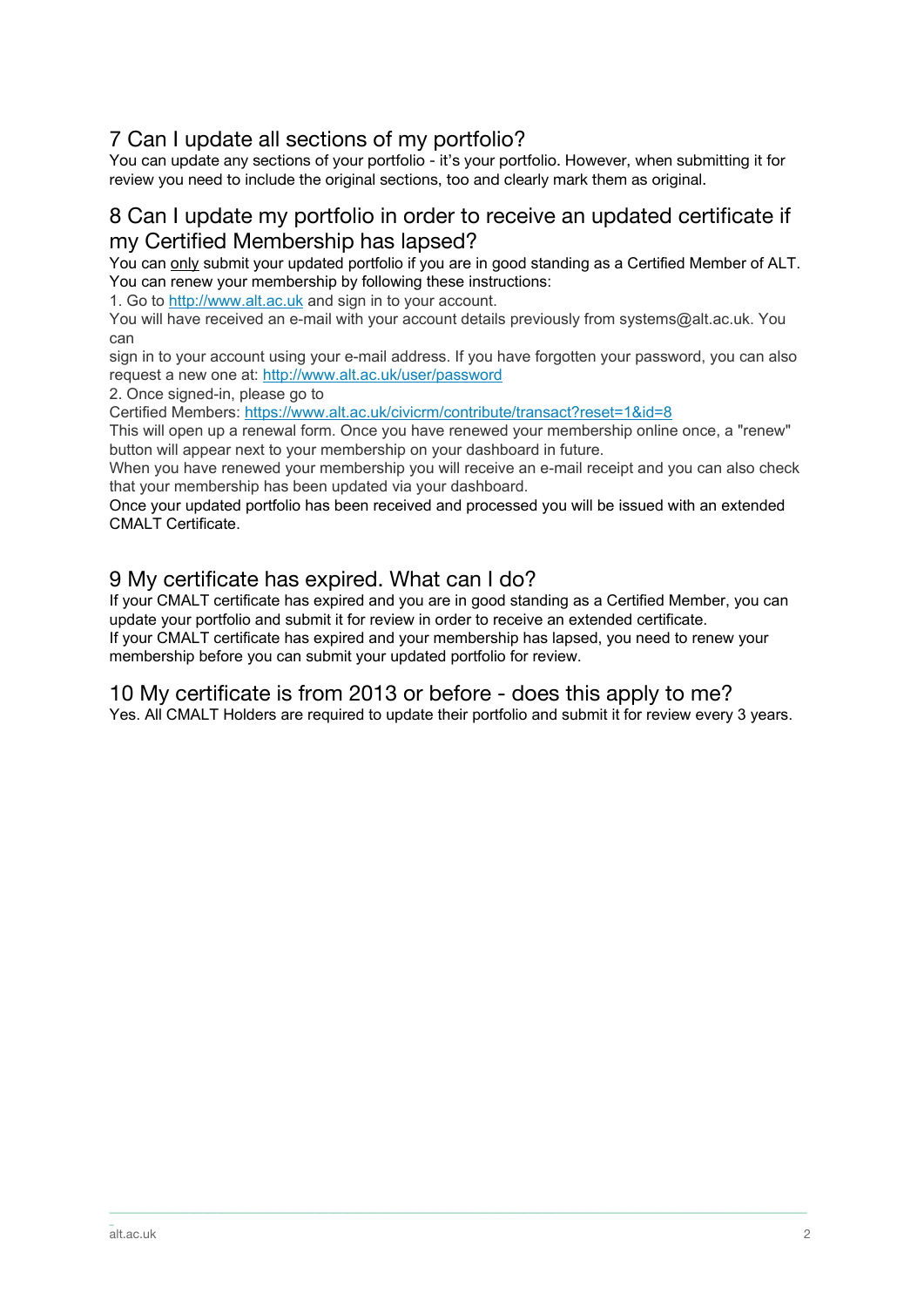## 7 Can I update all sections of my portfolio?

You can update any sections of your portfolio - it's your portfolio. However, when submitting it for review you need to include the original sections, too and clearly mark them as original.

## 8 Can I update my portfolio in order to receive an updated certificate if my Certified Membership has lapsed?

You can only submit your updated portfolio if you are in good standing as a Certified Member of ALT. You can renew your membership by following these instructions:

1. Go to http://www.alt.ac.uk and sign in to your account.

You will have received an e-mail with your account details previously from systems@alt.ac.uk. You can
sign in to your account using your e-mail address. If you have forgotten your password, you can also request a new one at: http://www.alt.ac.uk/user/password

2. Once signed-in, please go to

Certified Members: https://www.alt.ac.uk/civicrm/contribute/transact?reset=1&id=8

This will open up a renewal form. Once you have renewed your membership online once, a "renew" button will appear next to your membership on your dashboard in future.

When you have renewed your membership you will receive an e-mail receipt and you can also check that your membership has been updated via your dashboard.

Once your updated portfolio has been received and processed you will be issued with an extended CMALT Certificate.

## 9 My certificate has expired. What can I do?

If your CMALT certificate has expired and you are in good standing as a Certified Member, you can update your portfolio and submit it for review in order to receive an extended certificate.

If your CMALT certificate has expired and your membership has lapsed, you need to renew your membership before you can submit your updated portfolio for review.

## 10 My certificate is from 2013 or before - does this apply to me?

Yes. All CMALT Holders are required to update their portfolio and submit it for review every 3 years.